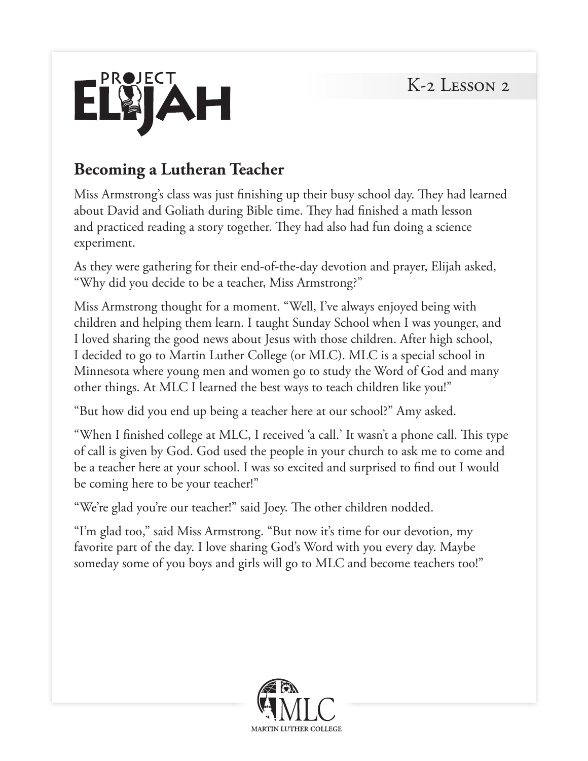# Becoming a Lutheran Teacher

Miss Armstrong's class was just finishing up their busy school day. They had learned about David and Goliath during Bible time. They had finished a math lesson and practiced reading a story together. They had also had fun doing a science experiment.

As they were gathering for their end-of-the-day devotion and prayer, Elijah asked, "Why did you decide to be a teacher, Miss Armstrong?"

Miss Armstrong thought for a moment. "Well, I've always enjoyed being with children and helping them learn. I taught Sunday School when I was younger, and I loved sharing the good news about Jesus with those children. After high school, I decided to go to Martin Luther College (or MLC). MLC is a special school in Minnesota where young men and women go to study the Word of God and many other things. At MLC I learned the best ways to teach children like you!"

"But how did you end up being a teacher here at our school?" Amy asked.

"When I finished college at MLC, I received 'a call.' It wasn't a phone call. This type of call is given by God. God used the people in your church to ask me to come and be a teacher here at your school. I was so excited and surprised to find out I would be coming here to be your teacher!"

"We're glad you're our teacher!" said Joey. The other children nodded.

"I'm glad too," said Miss Armstrong. "But now it's time for our devotion, my favorite part of the day. I love sharing God's Word with you every day. Maybe someday some of you boys and girls will go to MLC and become teachers too!"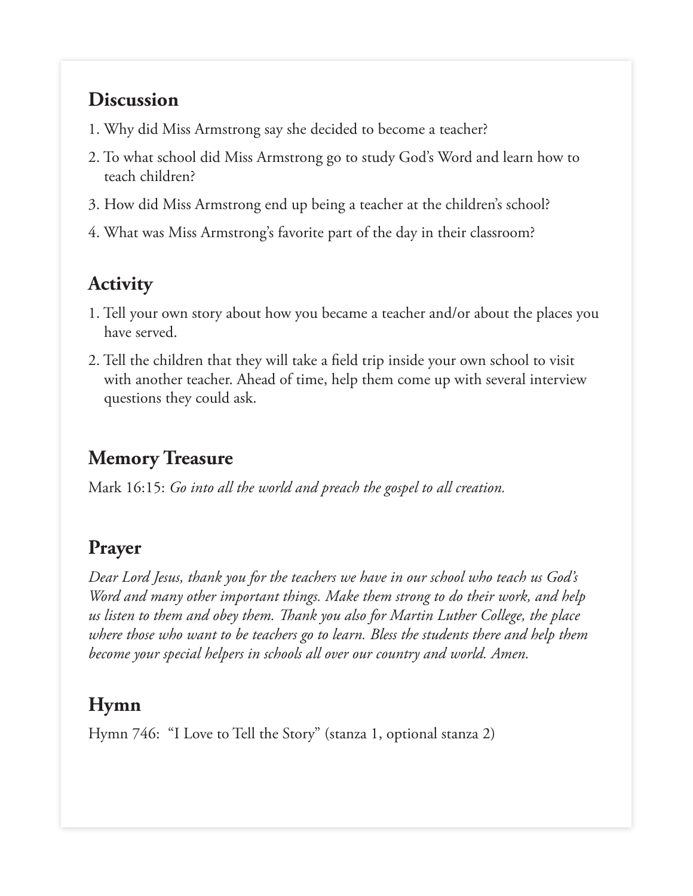## Discussion

1. Why did Miss Armstrong say she decided to become a teacher?
2. To what school did Miss Armstrong go to study God's Word and learn how to teach children?
3. How did Miss Armstrong end up being a teacher at the children's school?
4. What was Miss Armstrong's favorite part of the day in their classroom?

## Activity

1. Tell your own story about how you became a teacher and/or about the places you have served.
2. Tell the children that they will take a field trip inside your own school to visit with another teacher. Ahead of time, help them come up with several interview questions they could ask.

## Memory Treasure

Mark 16:15: *Go into all the world and preach the gospel to all creation.*

## Prayer

*Dear Lord Jesus, thank you for the teachers we have in our school who teach us God's Word and many other important things. Make them strong to do their work, and help us listen to them and obey them. Thank you also for Martin Luther College, the place where those who want to be teachers go to learn. Bless the students there and help them become your special helpers in schools all over our country and world. Amen.*

## Hymn

Hymn 746: "I Love to Tell the Story" (stanza 1, optional stanza 2)